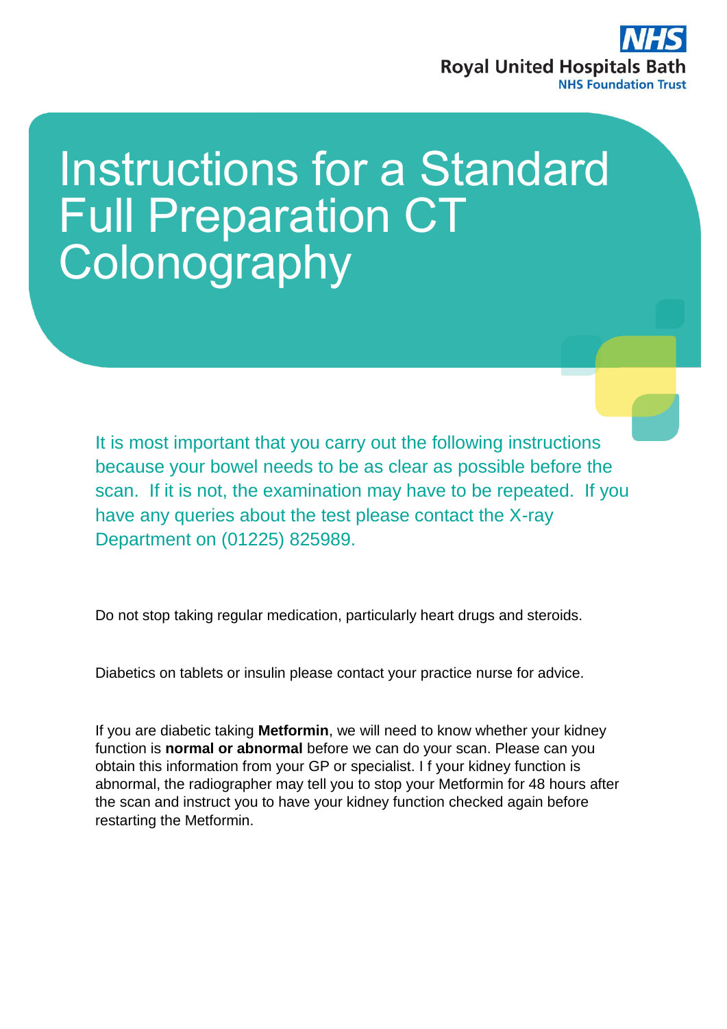Royal United Hospitals Bath
NHS Foundation Trust

# Instructions for a Standard Full Preparation CT Colonography

It is most important that you carry out the following instructions because your bowel needs to be as clear as possible before the scan. If it is not, the examination may have to be repeated. If you have any queries about the test please contact the X-ray Department on (01225) 825989.

Do not stop taking regular medication, particularly heart drugs and steroids.

Diabetics on tablets or insulin please contact your practice nurse for advice.

If you are diabetic taking **Metformin**, we will need to know whether your kidney function is **normal or abnormal** before we can do your scan. Please can you obtain this information from your GP or specialist. I f your kidney function is abnormal, the radiographer may tell you to stop your Metformin for 48 hours after the scan and instruct you to have your kidney function checked again before restarting the Metformin.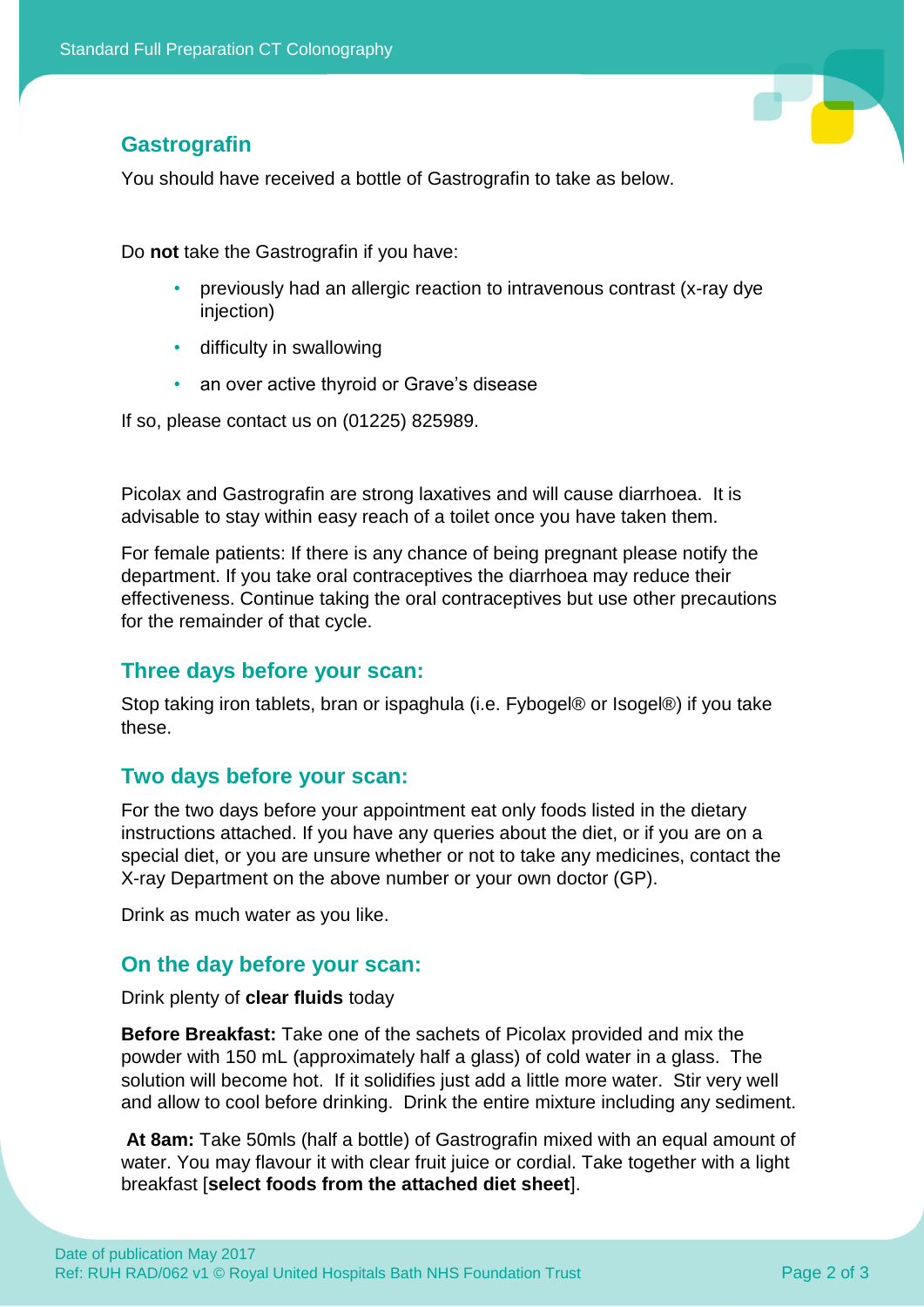## Gastrografin

You should have received a bottle of Gastrografin to take as below.

Do **not** take the Gastrografin if you have:

- previously had an allergic reaction to intravenous contrast (x-ray dye injection)
- difficulty in swallowing
- an over active thyroid or Grave's disease

If so, please contact us on (01225) 825989.

Picolax and Gastrografin are strong laxatives and will cause diarrhoea. It is advisable to stay within easy reach of a toilet once you have taken them.

For female patients: If there is any chance of being pregnant please notify the department. If you take oral contraceptives the diarrhoea may reduce their effectiveness. Continue taking the oral contraceptives but use other precautions for the remainder of that cycle.

## Three days before your scan:

Stop taking iron tablets, bran or ispaghula (i.e. Fybogel® or Isogel®) if you take these.

## Two days before your scan:

For the two days before your appointment eat only foods listed in the dietary instructions attached. If you have any queries about the diet, or if you are on a special diet, or you are unsure whether or not to take any medicines, contact the X-ray Department on the above number or your own doctor (GP).

Drink as much water as you like.

## On the day before your scan:

Drink plenty of **clear fluids** today

**Before Breakfast:** Take one of the sachets of Picolax provided and mix the powder with 150 mL (approximately half a glass) of cold water in a glass. The solution will become hot. If it solidifies just add a little more water. Stir very well and allow to cool before drinking. Drink the entire mixture including any sediment.

**At 8am:** Take 50mls (half a bottle) of Gastrografin mixed with an equal amount of water. You may flavour it with clear fruit juice or cordial. Take together with a light breakfast [**select foods from the attached diet sheet**].

Date of publication May 2017
Ref: RUH RAD/062 v1 © Royal United Hospitals Bath NHS Foundation Trust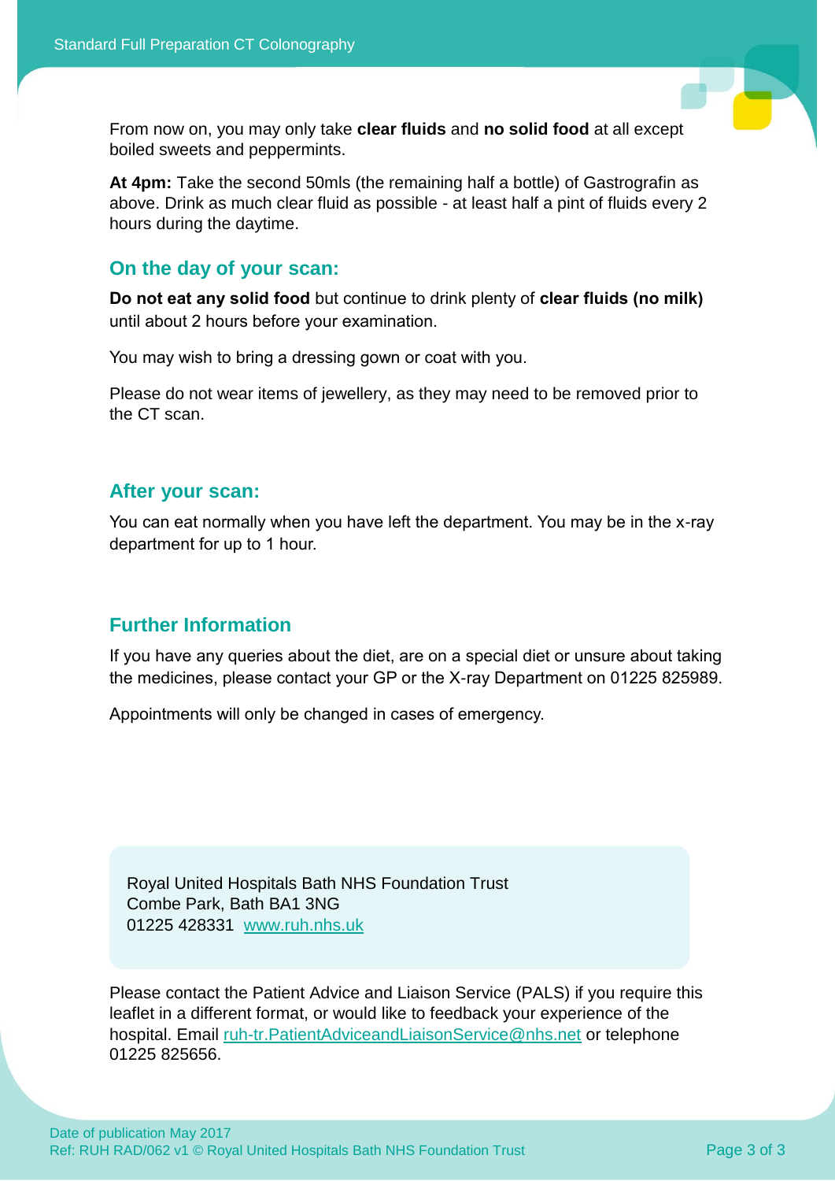From now on, you may only take **clear fluids** and **no solid food** at all except boiled sweets and peppermints.

**At 4pm:** Take the second 50mls (the remaining half a bottle) of Gastrografin as above. Drink as much clear fluid as possible - at least half a pint of fluids every 2 hours during the daytime.

## On the day of your scan:

**Do not eat any solid food** but continue to drink plenty of **clear fluids (no milk)** until about 2 hours before your examination.

You may wish to bring a dressing gown or coat with you.

Please do not wear items of jewellery, as they may need to be removed prior to the CT scan.

## After your scan:

You can eat normally when you have left the department. You may be in the x-ray department for up to 1 hour.

## Further Information

If you have any queries about the diet, are on a special diet or unsure about taking the medicines, please contact your GP or the X-ray Department on 01225 825989.

Appointments will only be changed in cases of emergency.

Royal United Hospitals Bath NHS Foundation Trust
Combe Park, Bath BA1 3NG
01225 428331 [www.ruh.nhs.uk](http://www.ruh.nhs.uk)

Please contact the Patient Advice and Liaison Service (PALS) if you require this leaflet in a different format, or would like to feedback your experience of the hospital. Email ruh-tr.PatientAdviceandLiaisonService@nhs.net or telephone 01225 825656.

Date of publication May 2017
Ref: RUH RAD/062 v1 © Royal United Hospitals Bath NHS Foundation Trust